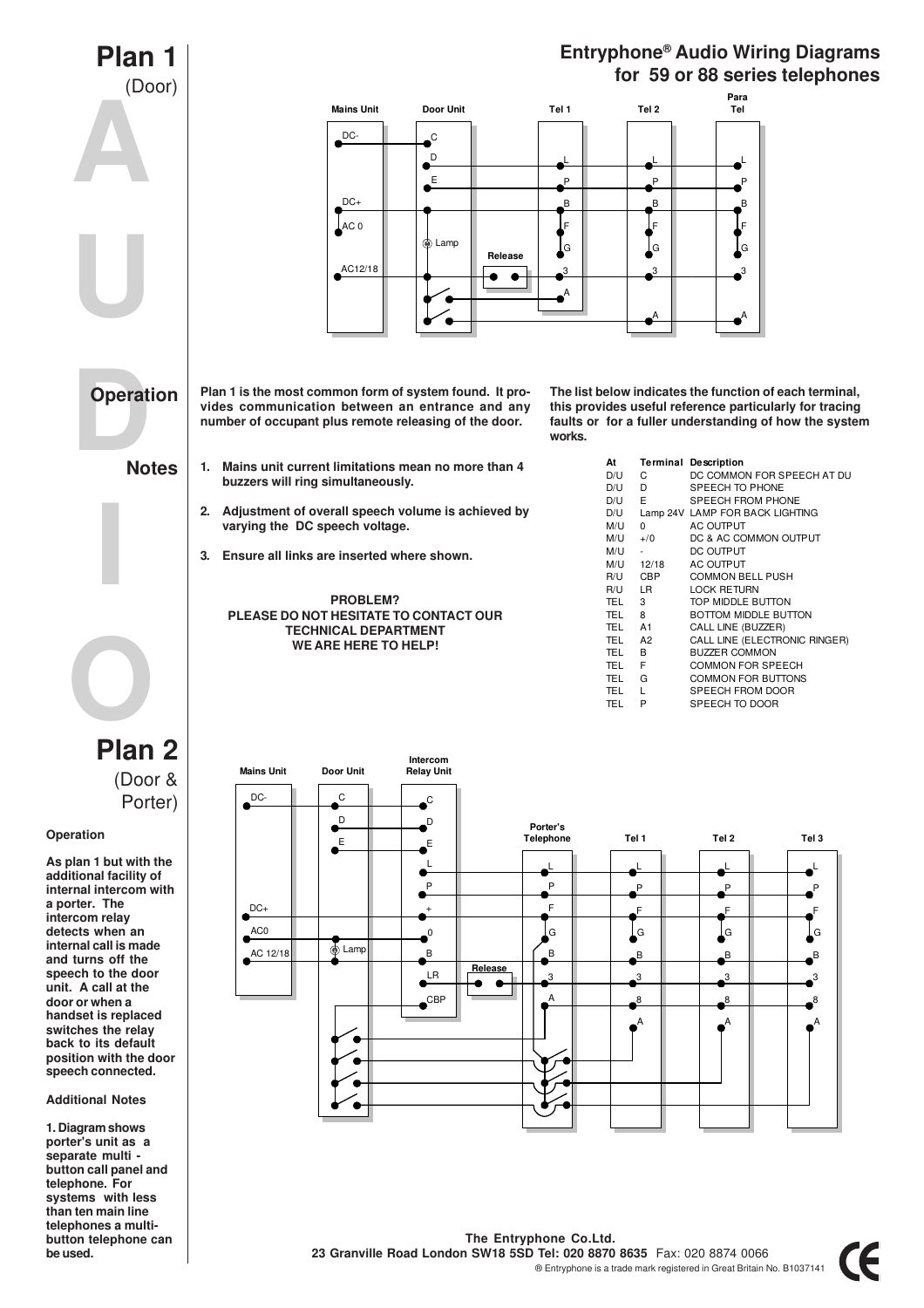# Entryphone® Audio Wiring Diagrams for 59 or 88 series telephones

## Plan 1 (Door)

### Operation

Plan 1 is the most common form of system found. It provides communication between an entrance and any number of occupant plus remote releasing of the door.

### Notes

1. Mains unit current limitations mean no more than 4 buzzers will ring simultaneously.
2. Adjustment of overall speech volume is achieved by varying the DC speech voltage.
3. Ensure all links are inserted where shown.

**PROBLEM?**
**PLEASE DO NOT HESITATE TO CONTACT OUR TECHNICAL DEPARTMENT**
**WE ARE HERE TO HELP!**

The list below indicates the function of each terminal, this provides useful reference particularly for tracing faults or for a fuller understanding of how the system works.

| At | Terminal | Description |
|---|---|---|
| D/U | C | DC COMMON FOR SPEECH AT DU |
| D/U | D | SPEECH TO PHONE |
| D/U | E | SPEECH FROM PHONE |
| D/U | Lamp 24V | LAMP FOR BACK LIGHTING |
| M/U | 0 | AC OUTPUT |
| M/U | +/0 | DC & AC COMMON OUTPUT |
| M/U | - | DC OUTPUT |
| M/U | 12/18 | AC OUTPUT |
| R/U | CBP | COMMON BELL PUSH |
| R/U | LR | LOCK RETURN |
| TEL | 3 | TOP MIDDLE BUTTON |
| TEL | 8 | BOTTOM MIDDLE BUTTON |
| TEL | A1 | CALL LINE (BUZZER) |
| TEL | A2 | CALL LINE (ELECTRONIC RINGER) |
| TEL | B | BUZZER COMMON |
| TEL | F | COMMON FOR SPEECH |
| TEL | G | COMMON FOR BUTTONS |
| TEL | L | SPEECH FROM DOOR |
| TEL | P | SPEECH TO DOOR |

## Plan 2 (Door & Porter)

### Operation

As plan 1 but with the additional facility of internal intercom with a porter. The intercom relay detects when an internal call is made and turns off the speech to the door unit. A call at the door or when a handset is replaced switches the relay back to its default position with the door speech connected.

### Additional Notes

1. Diagram shows porter's unit as a separate multi - button call panel and telephone. For systems with less than ten main line telephones a multi-button telephone can be used.

**The Entryphone Co.Ltd.**
**23 Granville Road London SW18 5SD Tel: 020 8870 8635** Fax: 020 8874 0066
® Entryphone is a trade mark registered in Great Britain No. B1037141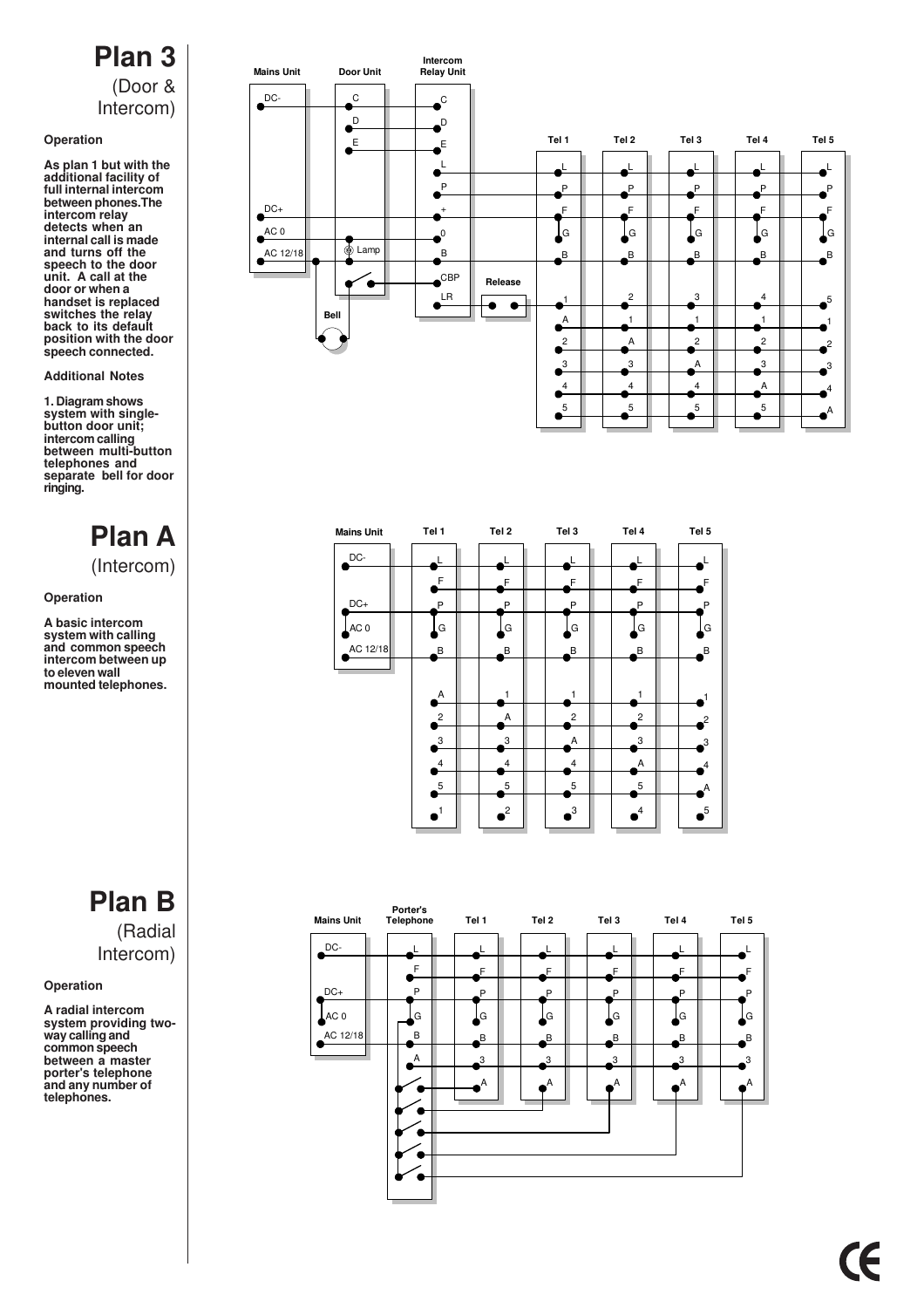# Plan 3

(Door & Intercom)

**Operation**

**As plan 1 but with the additional facility of full internal intercom between phones.The intercom relay detects when an internal call is made and turns off the speech to the door unit. A call at the door or when a handset is replaced switches the relay back to its default position with the door speech connected.**

**Additional Notes**

**1. Diagram shows system with single-button door unit; intercom calling between multi-button telephones and separate bell for door ringing.**

Mains Unit
DC-
DC+
AC 0
AC 12/18

Door Unit
C
D
E
Lamp
Bell

Intercom Relay Unit
C
D
E
L
P
+
0
B
CBP
LR

Release

Tel 1
L
P
F
G
B
1
A
2
3
4
5

Tel 2
L
P
F
G
B
2
1
A
3
4
5

Tel 3
L
P
F
G
B
3
1
2
A
4
5

Tel 4
L
P
F
G
B
4
1
2
3
A
5

Tel 5
L
P
F
G
B
5
1
2
3
4
A

# Plan A

(Intercom)

**Operation**

**A basic intercom system with calling and common speech intercom between up to eleven wall mounted telephones.**

Mains Unit
DC-
DC+
AC 0
AC 12/18

Tel 1
L
F
P
G
B
A
2
3
4
5
1

Tel 2
L
F
P
G
B
1
A
3
4
5
2

Tel 3
L
F
P
G
B
1
2
A
4
5
3

Tel 4
L
F
P
G
B
1
2
3
A
5
4

Tel 5
L
F
P
G
B
1
2
3
4
A
5

# Plan B

(Radial Intercom)

**Operation**

**A radial intercom system providing two-way calling and common speech between a master porter's telephone and any number of telephones.**

Mains Unit
DC-
DC+
AC 0
AC 12/18

Porter's Telephone
L
F
P
G
B
A

Tel 1
L
F
P
G
B
3
A

Tel 2
L
F
P
G
B
3
A

Tel 3
L
F
P
G
B
3
A

Tel 4
L
F
P
G
B
3
A

Tel 5
L
F
P
G
B
3
A